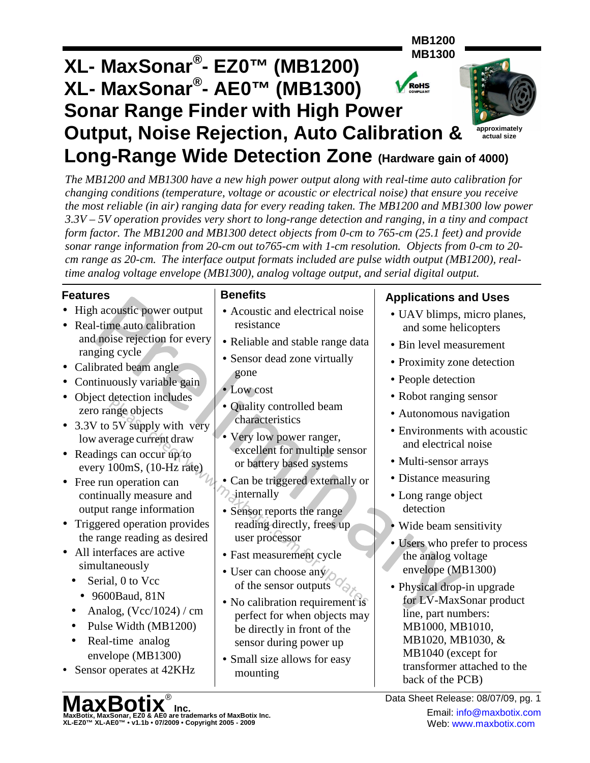MB1200
MB1300

# XL- MaxSonar®- EZ0™ (MB1200)
# XL- MaxSonar®- AE0™ (MB1300)
# Sonar Range Finder with High Power Output, Noise Rejection, Auto Calibration & Long-Range Wide Detection Zone (Hardware gain of 4000)

approximately actual size

*The MB1200 and MB1300 have a new high power output along with real-time auto calibration for changing conditions (temperature, voltage or acoustic or electrical noise) that ensure you receive the most reliable (in air) ranging data for every reading taken. The MB1200 and MB1300 low power 3.3V – 5V operation provides very short to long-range detection and ranging, in a tiny and compact form factor. The MB1200 and MB1300 detect objects from 0-cm to 765-cm (25.1 feet) and provide sonar range information from 20-cm out to765-cm with 1-cm resolution. Objects from 0-cm to 20-cm range as 20-cm. The interface output formats included are pulse width output (MB1200), real-time analog voltage envelope (MB1300), analog voltage output, and serial digital output.*

## Features

- High acoustic power output
- Real-time auto calibration and noise rejection for every ranging cycle
- Calibrated beam angle
- Continuously variable gain
- Object detection includes zero range objects
- 3.3V to 5V supply with very low average current draw
- Readings can occur up to every 100mS, (10-Hz rate)
- Free run operation can continually measure and output range information
- Triggered operation provides the range reading as desired
- All interfaces are active simultaneously
  - Serial, 0 to Vcc
    - 9600Baud, 81N
  - Analog, (Vcc/1024) / cm
  - Pulse Width (MB1200)
  - Real-time analog envelope (MB1300)
- Sensor operates at 42KHz

## Benefits

- Acoustic and electrical noise resistance
- Reliable and stable range data
- Sensor dead zone virtually gone
- Low cost
- Quality controlled beam characteristics
- Very low power ranger, excellent for multiple sensor or battery based systems
- Can be triggered externally or internally
- Sensor reports the range reading directly, frees up user processor
- Fast measurement cycle
- User can choose any of the sensor outputs
- No calibration requirement is perfect for when objects may be directly in front of the sensor during power up
- Small size allows for easy mounting

## Applications and Uses

- UAV blimps, micro planes, and some helicopters
- Bin level measurement
- Proximity zone detection
- People detection
- Robot ranging sensor
- Autonomous navigation
- Environments with acoustic and electrical noise
- Multi-sensor arrays
- Distance measuring
- Long range object detection
- Wide beam sensitivity
- Users who prefer to process the analog voltage envelope (MB1300)
- Physical drop-in upgrade for LV-MaxSonar product line, part numbers: MB1000, MB1010, MB1020, MB1030, & MB1040 (except for transformer attached to the back of the PCB)

MaxBotix® Inc.
MaxBotix, MaxSonar, EZ0 & AE0 are trademarks of MaxBotix Inc.
XL-EZ0™ XL-AE0™ • v1.1b • 07/2009 • Copyright 2005 - 2009

Data Sheet Release: 08/07/09, pg. 1
Email: info@maxbotix.com
Web: www.maxbotix.com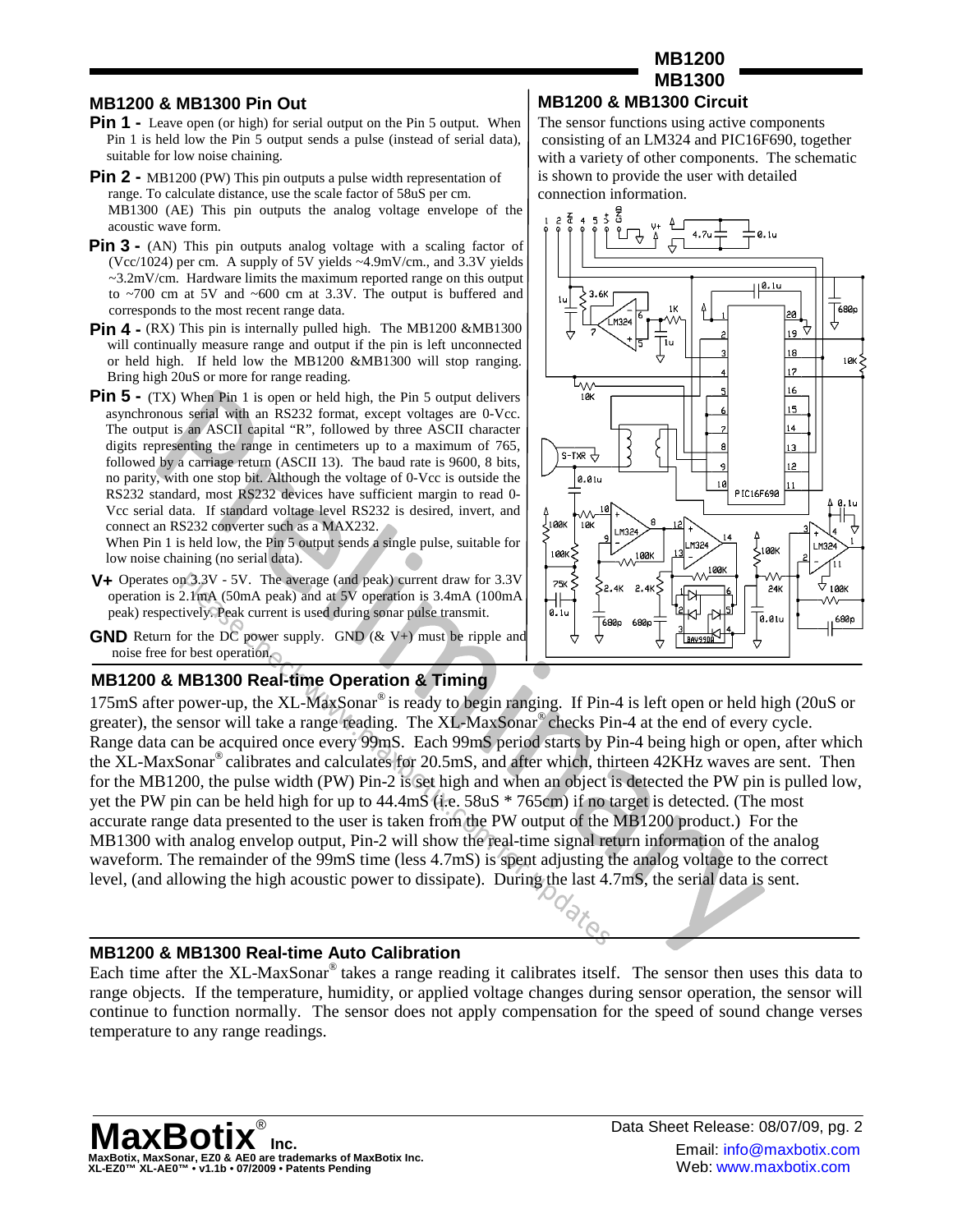## MB1200 & MB1300 Pin Out

**Pin 1 -** Leave open (or high) for serial output on the Pin 5 output. When Pin 1 is held low the Pin 5 output sends a pulse (instead of serial data), suitable for low noise chaining.

**Pin 2 -** MB1200 (PW) This pin outputs a pulse width representation of range. To calculate distance, use the scale factor of 58uS per cm. MB1300 (AE) This pin outputs the analog voltage envelope of the acoustic wave form.

**Pin 3 -** (AN) This pin outputs analog voltage with a scaling factor of (Vcc/1024) per cm. A supply of 5V yields ~4.9mV/cm., and 3.3V yields ~3.2mV/cm. Hardware limits the maximum reported range on this output to ~700 cm at 5V and ~600 cm at 3.3V. The output is buffered and corresponds to the most recent range data.

**Pin 4 -** (RX) This pin is internally pulled high. The MB1200 &MB1300 will continually measure range and output if the pin is left unconnected or held high. If held low the MB1200 &MB1300 will stop ranging. Bring high 20uS or more for range reading.

**Pin 5 -** (TX) When Pin 1 is open or held high, the Pin 5 output delivers asynchronous serial with an RS232 format, except voltages are 0-Vcc. The output is an ASCII capital "R", followed by three ASCII character digits representing the range in centimeters up to a maximum of 765, followed by a carriage return (ASCII 13). The baud rate is 9600, 8 bits, no parity, with one stop bit. Although the voltage of 0-Vcc is outside the RS232 standard, most RS232 devices have sufficient margin to read 0-Vcc serial data. If standard voltage level RS232 is desired, invert, and connect an RS232 converter such as a MAX232.
When Pin 1 is held low, the Pin 5 output sends a single pulse, suitable for low noise chaining (no serial data).

**V+** Operates on 3.3V - 5V. The average (and peak) current draw for 3.3V operation is 2.1mA (50mA peak) and at 5V operation is 3.4mA (100mA peak) respectively. Peak current is used during sonar pulse transmit.

**GND** Return for the DC power supply. GND (& V+) must be ripple and noise free for best operation.

## MB1200 & MB1300 Circuit

The sensor functions using active components consisting of an LM324 and PIC16F690, together with a variety of other components. The schematic is shown to provide the user with detailed connection information.

## MB1200 & MB1300 Real-time Operation & Timing

175mS after power-up, the XL-MaxSonar® is ready to begin ranging. If Pin-4 is left open or held high (20uS or greater), the sensor will take a range reading. The XL-MaxSonar® checks Pin-4 at the end of every cycle. Range data can be acquired once every 99mS. Each 99mS period starts by Pin-4 being high or open, after which the XL-MaxSonar® calibrates and calculates for 20.5mS, and after which, thirteen 42KHz waves are sent. Then for the MB1200, the pulse width (PW) Pin-2 is set high and when an object is detected the PW pin is pulled low, yet the PW pin can be held high for up to 44.4mS (i.e. 58uS * 765cm) if no target is detected. (The most accurate range data presented to the user is taken from the PW output of the MB1200 product.) For the MB1300 with analog envelop output, Pin-2 will show the real-time signal return information of the analog waveform. The remainder of the 99mS time (less 4.7mS) is spent adjusting the analog voltage to the correct level, (and allowing the high acoustic power to dissipate). During the last 4.7mS, the serial data is sent.

## MB1200 & MB1300 Real-time Auto Calibration

Each time after the XL-MaxSonar® takes a range reading it calibrates itself. The sensor then uses this data to range objects. If the temperature, humidity, or applied voltage changes during sensor operation, the sensor will continue to function normally. The sensor does not apply compensation for the speed of sound change verses temperature to any range readings.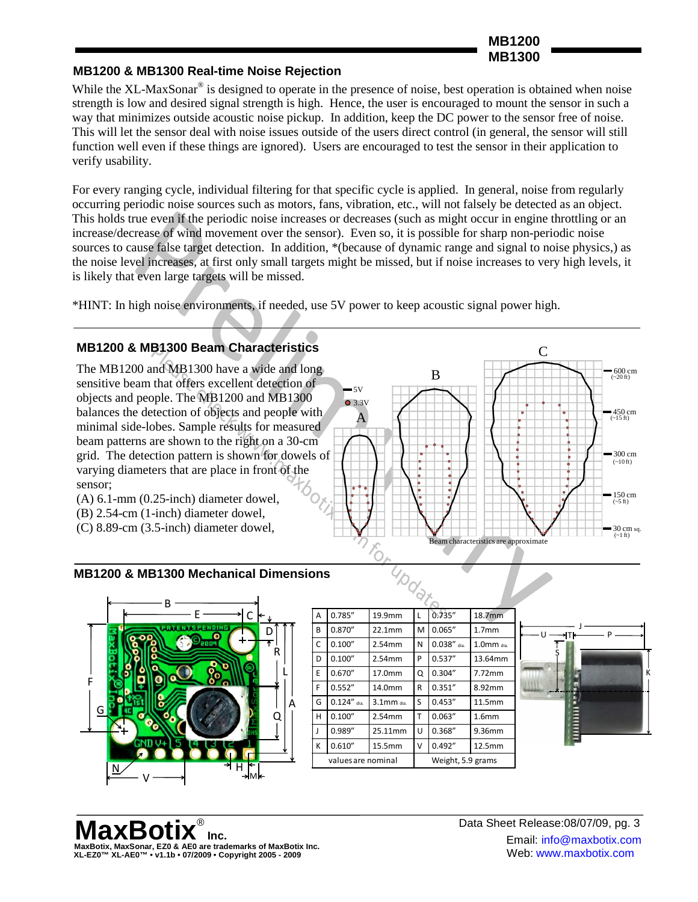## MB1200 & MB1300 Real-time Noise Rejection

While the XL-MaxSonar® is designed to operate in the presence of noise, best operation is obtained when noise strength is low and desired signal strength is high. Hence, the user is encouraged to mount the sensor in such a way that minimizes outside acoustic noise pickup. In addition, keep the DC power to the sensor free of noise. This will let the sensor deal with noise issues outside of the users direct control (in general, the sensor will still function well even if these things are ignored). Users are encouraged to test the sensor in their application to verify usability.

For every ranging cycle, individual filtering for that specific cycle is applied. In general, noise from regularly occurring periodic noise sources such as motors, fans, vibration, etc., will not falsely be detected as an object. This holds true even if the periodic noise increases or decreases (such as might occur in engine throttling or an increase/decrease of wind movement over the sensor). Even so, it is possible for sharp non-periodic noise sources to cause false target detection. In addition, *(because of dynamic range and signal to noise physics,) as the noise level increases, at first only small targets might be missed, but if noise increases to very high levels, it is likely that even large targets will be missed.

*HINT: In high noise environments, if needed, use 5V power to keep acoustic signal power high.

## MB1200 & MB1300 Beam Characteristics

The MB1200 and MB1300 have a wide and long sensitive beam that offers excellent detection of objects and people. The MB1200 and MB1300 balances the detection of objects and people with minimal side-lobes. Sample results for measured beam patterns are shown to the right on a 30-cm grid. The detection pattern is shown for dowels of varying diameters that are place in front of the sensor;

(A) 6.1-mm (0.25-inch) diameter dowel,
(B) 2.54-cm (1-inch) diameter dowel,
(C) 8.89-cm (3.5-inch) diameter dowel,

Beam characteristics are approximate

## MB1200 & MB1300 Mechanical Dimensions

| | | | | | | |
|---|---|---|---|---|---|---|
| A | 0.785" | 19.9mm | L | 0.735" | 18.7mm |
| B | 0.870" | 22.1mm | M | 0.065" | 1.7mm |
| C | 0.100" | 2.54mm | N | 0.038" dia. | 1.0mm dia. |
| D | 0.100" | 2.54mm | P | 0.537" | 13.64mm |
| E | 0.670" | 17.0mm | Q | 0.304" | 7.72mm |
| F | 0.552" | 14.0mm | R | 0.351" | 8.92mm |
| G | 0.124" dia. | 3.1mm dia. | S | 0.453" | 11.5mm |
| H | 0.100" | 2.54mm | T | 0.063" | 1.6mm |
| J | 0.989" | 25.11mm | U | 0.368" | 9.36mm |
| K | 0.610" | 15.5mm | V | 0.492" | 12.5mm |
| values are nominal | | | Weight, 5.9 grams | | |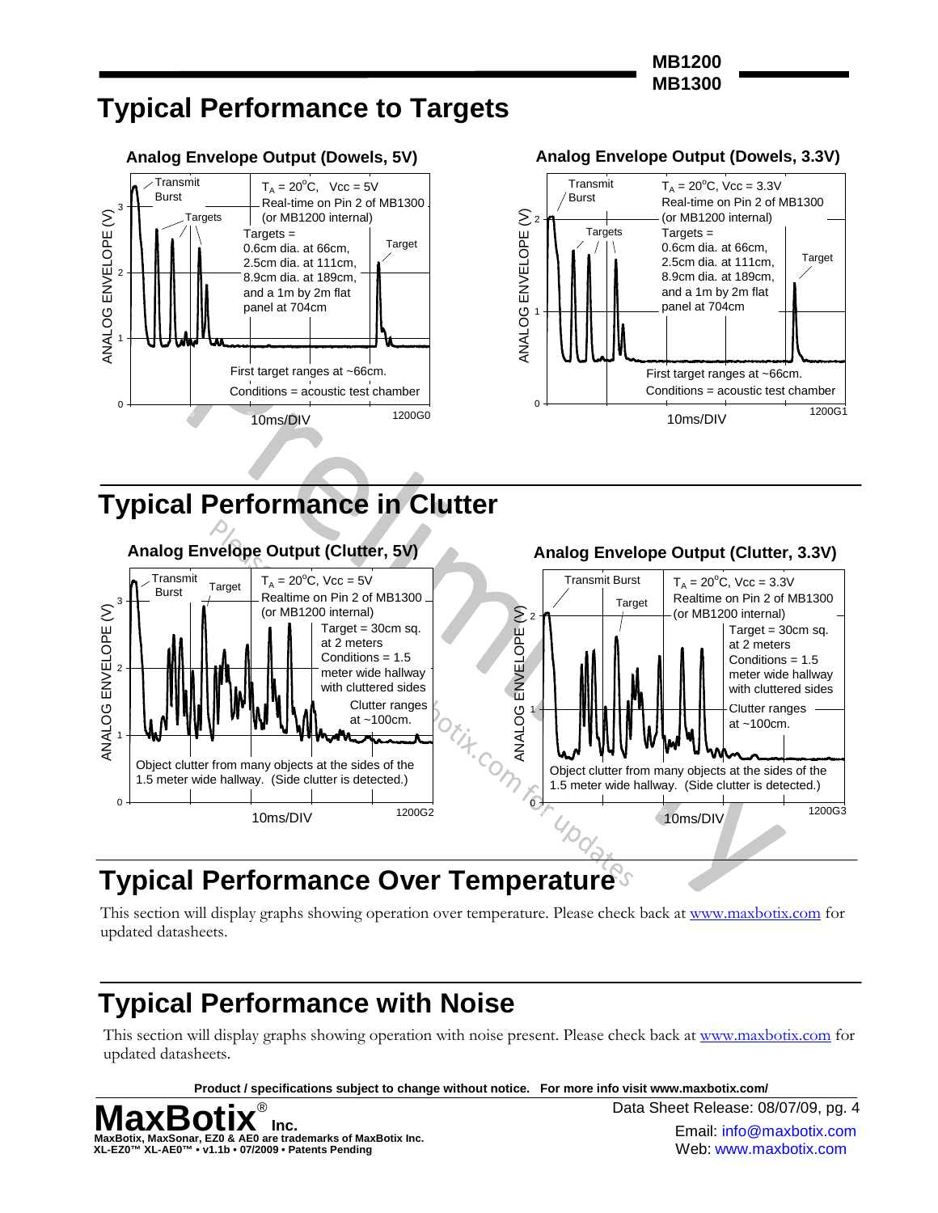# Typical Performance to Targets

**Analog Envelope Output (Dowels, 5V)**

ANALOG ENVELOPE (V)

3
2
1
0

Transmit Burst

Targets

$T_A$ = 20°C, Vcc = 5V
Real-time on Pin 2 of MB1300
(or MB1200 internal)
Targets =
0.6cm dia. at 66cm,
2.5cm dia. at 111cm,
8.9cm dia. at 189cm,
and a 1m by 2m flat
panel at 704cm

Target

First target ranges at ~66cm.
Conditions = acoustic test chamber

10ms/DIV

1200G0

**Analog Envelope Output (Dowels, 3.3V)**

ANALOG ENVELOPE (V)

2
1
0

Transmit Burst

Targets

$T_A$ = 20°C, Vcc = 3.3V
Real-time on Pin 2 of MB1300
(or MB1200 internal)
Targets =
0.6cm dia. at 66cm,
2.5cm dia. at 111cm,
8.9cm dia. at 189cm,
and a 1m by 2m flat
panel at 704cm

Target

First target ranges at ~66cm.
Conditions = acoustic test chamber

10ms/DIV

1200G1

# Typical Performance in Clutter

**Analog Envelope Output (Clutter, 5V)**

ANALOG ENVELOPE (V)

3
2
1
0

Transmit Burst

Target

$T_A$ = 20°C, Vcc = 5V
Realtime on Pin 2 of MB1300
(or MB1200 internal)
Target = 30cm sq.
at 2 meters
Conditions = 1.5
meter wide hallway
with cluttered sides

Clutter ranges
at ~100cm.

Object clutter from many objects at the sides of the 1.5 meter wide hallway. (Side clutter is detected.)

10ms/DIV

1200G2

**Analog Envelope Output (Clutter, 3.3V)**

ANALOG ENVELOPE (V)

2
1
0

Transmit Burst

Target

$T_A$ = 20°C, Vcc = 3.3V
Realtime on Pin 2 of MB1300
(or MB1200 internal)
Target = 30cm sq.
at 2 meters
Conditions = 1.5
meter wide hallway
with cluttered sides

Clutter ranges
at ~100cm.

Object clutter from many objects at the sides of the 1.5 meter wide hallway. (Side clutter is detected.)

10ms/DIV

1200G3

# Typical Performance Over Temperature

This section will display graphs showing operation over temperature. Please check back at www.maxbotix.com for updated datasheets.

# Typical Performance with Noise

This section will display graphs showing operation with noise present. Please check back at www.maxbotix.com for updated datasheets.